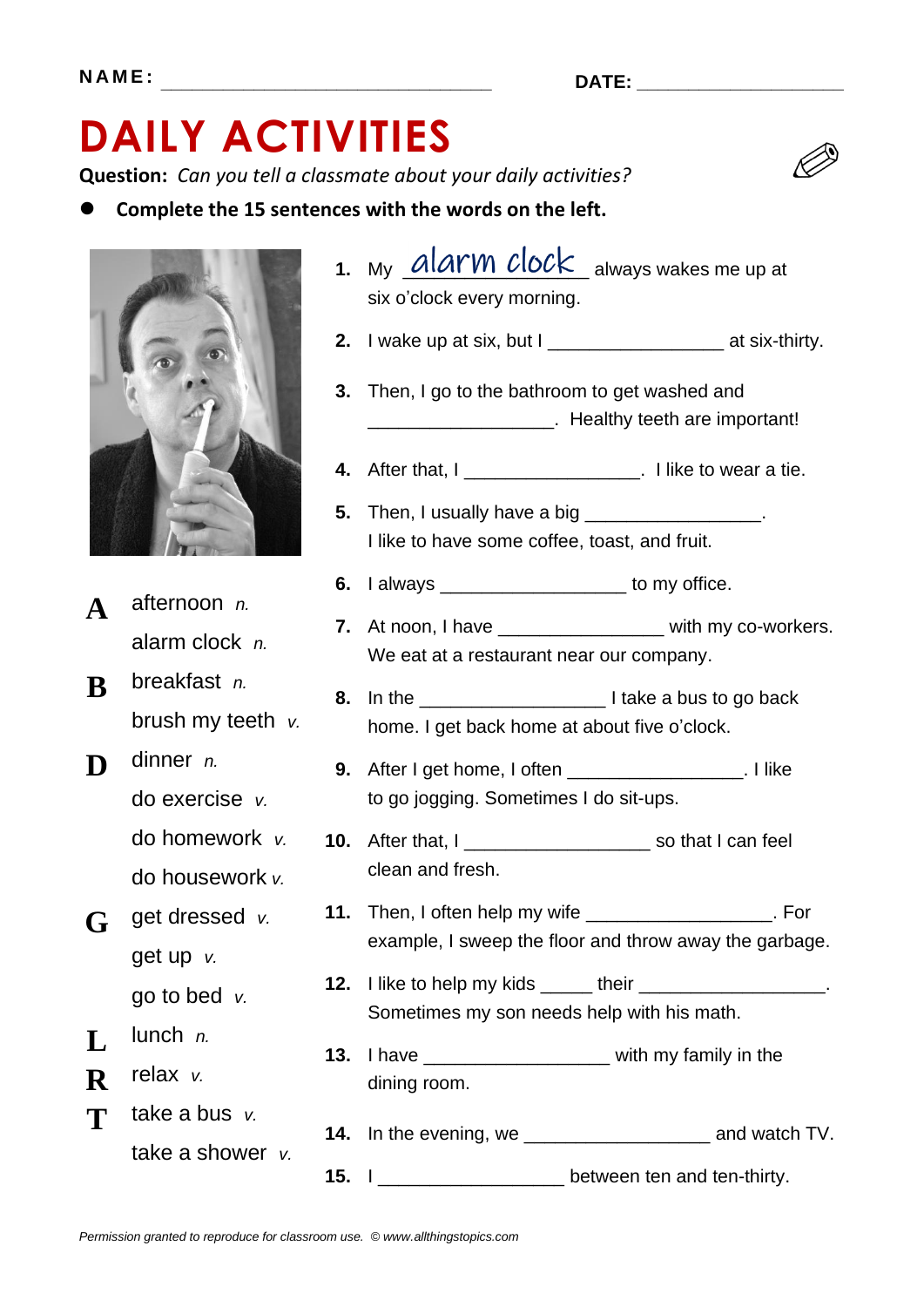NAME: ______________________________ DATE: ____________________

# DAILY ACTIVITIES

**Question:** *Can you tell a classmate about your daily activities?*

- **Complete the 15 sentences with the words on the left.**

**A** afternoon *n.*
alarm clock *n.*
**B** breakfast *n.*
brush my teeth *v.*
**D** dinner *n.*
do exercise *v.*
do homework *v.*
do housework *v.*
**G** get dressed *v.*
get up *v.*
go to bed *v.*
**L** lunch *n.*
**R** relax *v.*
**T** take a bus *v.*
take a shower *v.*

1. My alarm clock always wakes me up at six o'clock every morning.
2. I wake up at six, but I _________________ at six-thirty.
3. Then, I go to the bathroom to get washed and _________________. Healthy teeth are important!
4. After that, I _________________. I like to wear a tie.
5. Then, I usually have a big _________________. I like to have some coffee, toast, and fruit.
6. I always _________________ to my office.
7. At noon, I have _________________ with my co-workers. We eat at a restaurant near our company.
8. In the _________________ I take a bus to go back home. I get back home at about five o'clock.
9. After I get home, I often _________________. I like to go jogging. Sometimes I do sit-ups.
10. After that, I _________________ so that I can feel clean and fresh.
11. Then, I often help my wife _________________. For example, I sweep the floor and throw away the garbage.
12. I like to help my kids _____ their _________________. Sometimes my son needs help with his math.
13. I have _________________ with my family in the dining room.
14. In the evening, we _________________ and watch TV.
15. I _________________ between ten and ten-thirty.

*Permission granted to reproduce for classroom use. © www.allthingstopics.com*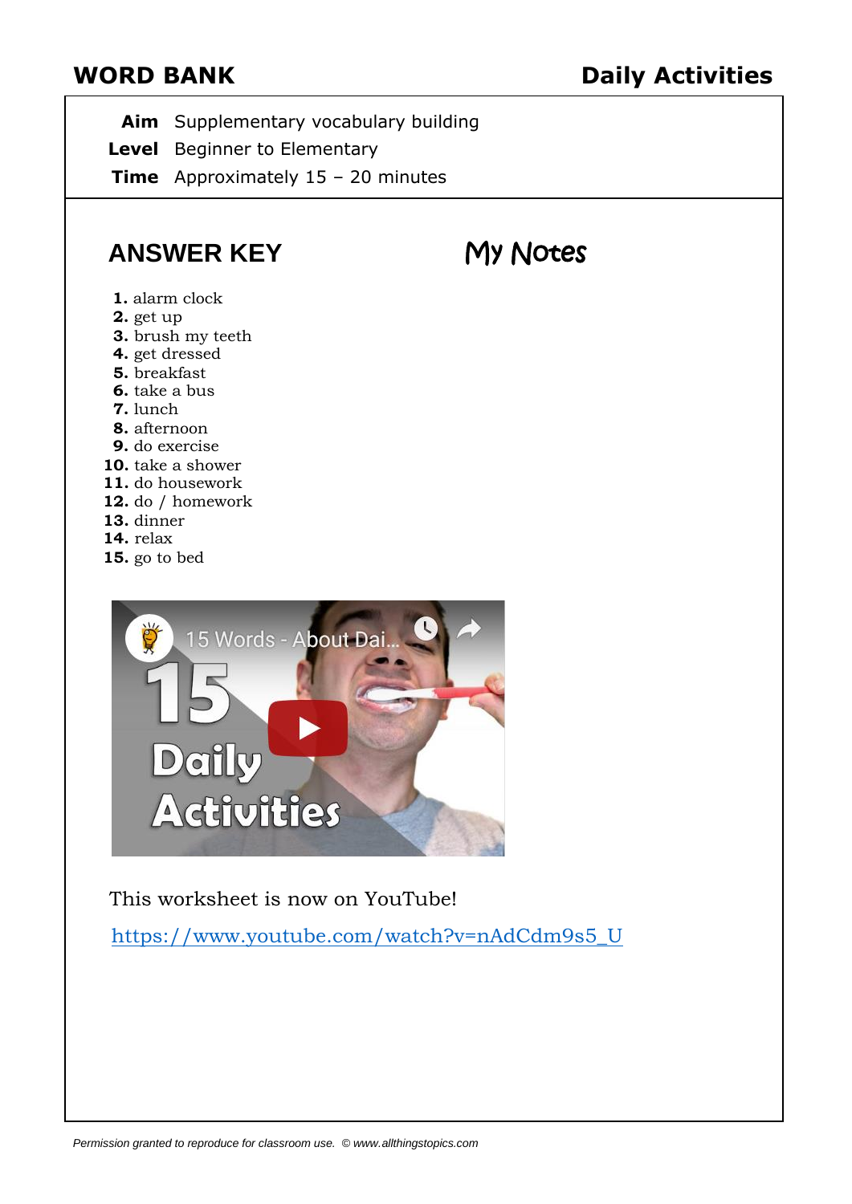**WORD BANK** | **Daily Activities**

**Aim** Supplementary vocabulary building
**Level** Beginner to Elementary
**Time** Approximately 15 – 20 minutes

## ANSWER KEY

## My Notes

1. alarm clock
2. get up
3. brush my teeth
4. get dressed
5. breakfast
6. take a bus
7. lunch
8. afternoon
9. do exercise
10. take a shower
11. do housework
12. do / homework
13. dinner
14. relax
15. go to bed

This worksheet is now on YouTube!

https://www.youtube.com/watch?v=nAdCdm9s5_U

*Permission granted to reproduce for classroom use. © www.allthingstopics.com*